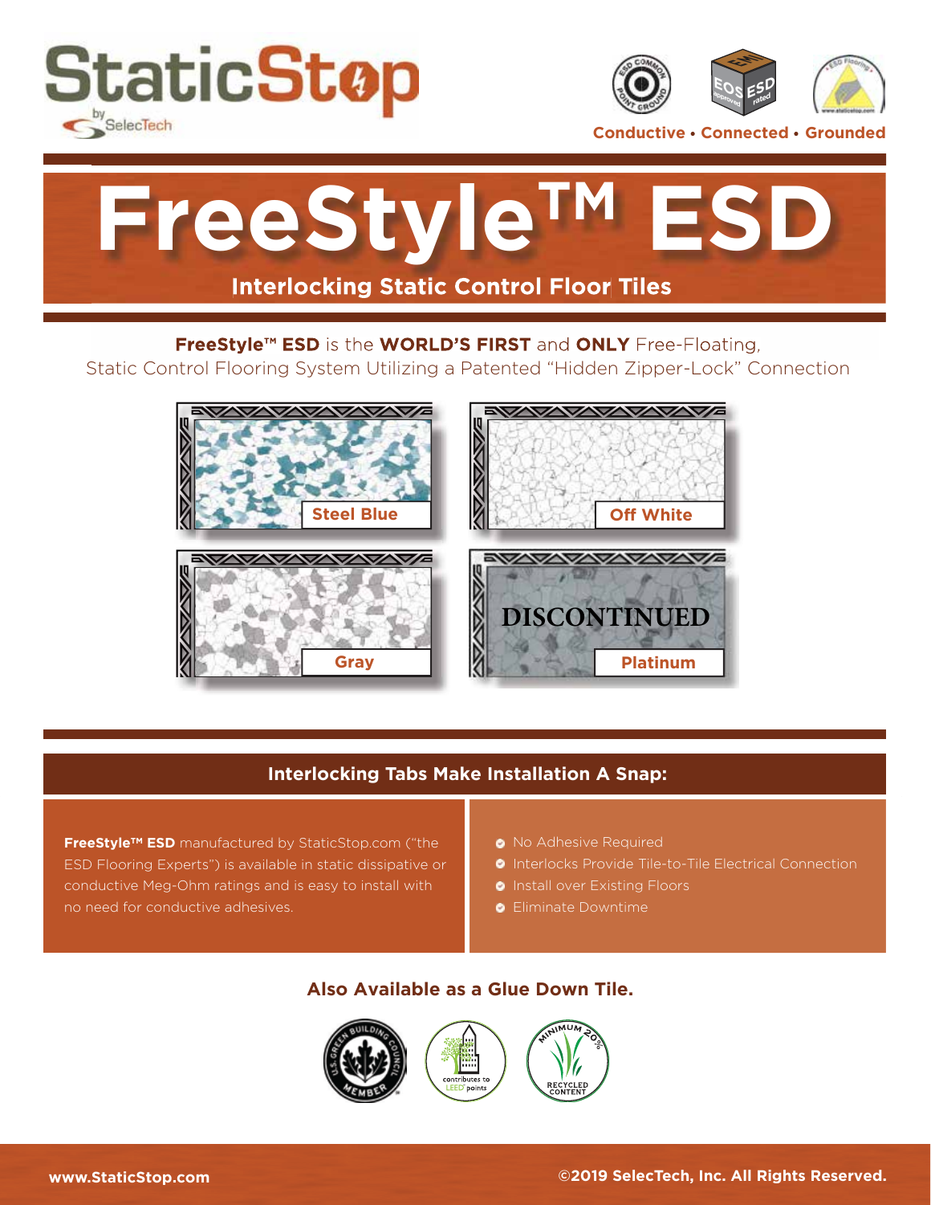StaticStop by SelecTech

Conductive • Connected • Grounded

# FreeStyle™ ESD

## Interlocking Static Control Floor Tiles

**FreeStyle™ ESD** is the **WORLD'S FIRST** and **ONLY** Free-Floating, Static Control Flooring System Utilizing a Patented "Hidden Zipper-Lock" Connection

Steel Blue

Off White

Gray

DISCONTINUED

Platinum

## Interlocking Tabs Make Installation A Snap:

**FreeStyle™ ESD** manufactured by StaticStop.com ("the ESD Flooring Experts") is available in static dissipative or conductive Meg-Ohm ratings and is easy to install with no need for conductive adhesives.

- No Adhesive Required
- Interlocks Provide Tile-to-Tile Electrical Connection
- Install over Existing Floors
- Eliminate Downtime

### Also Available as a Glue Down Tile.

www.StaticStop.com

©2019 SelecTech, Inc. All Rights Reserved.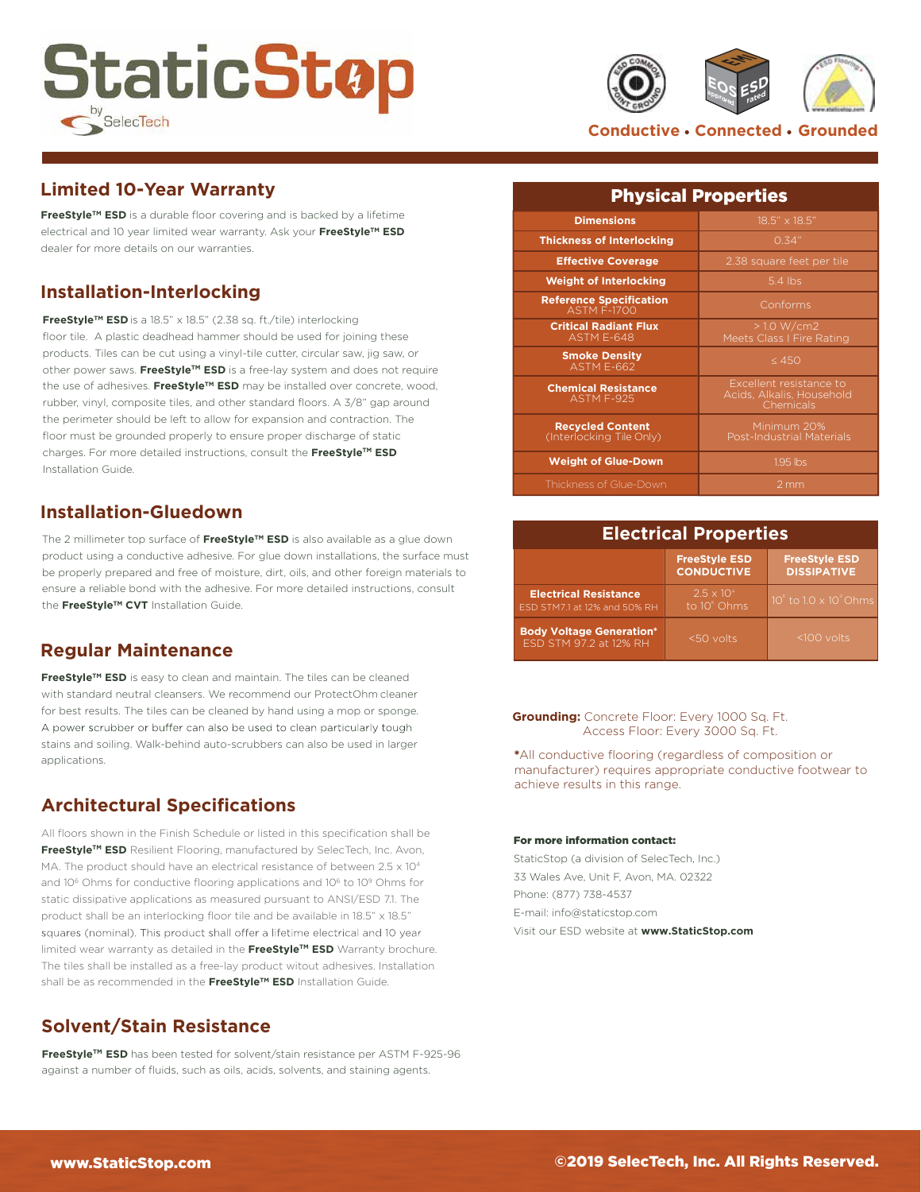# StaticStop

by SelecTech

**Conductive • Connected • Grounded**

## Limited 10-Year Warranty

**FreeStyle™ ESD** is a durable floor covering and is backed by a lifetime electrical and 10 year limited wear warranty. Ask your **FreeStyle™ ESD** dealer for more details on our warranties.

## Installation-Interlocking

**FreeStyle™ ESD** is a 18.5" x 18.5" (2.38 sq. ft./tile) interlocking floor tile. A plastic deadhead hammer should be used for joining these products. Tiles can be cut using a vinyl-tile cutter, circular saw, jig saw, or other power saws. **FreeStyle™ ESD** is a free-lay system and does not require the use of adhesives. **FreeStyle™ ESD** may be installed over concrete, wood, rubber, vinyl, composite tiles, and other standard floors. A 3/8" gap around the perimeter should be left to allow for expansion and contraction. The floor must be grounded properly to ensure proper discharge of static charges. For more detailed instructions, consult the **FreeStyle™ ESD** Installation Guide.

## Installation-Gluedown

The 2 millimeter top surface of **FreeStyle™ ESD** is also available as a glue down product using a conductive adhesive. For glue down installations, the surface must be properly prepared and free of moisture, dirt, oils, and other foreign materials to ensure a reliable bond with the adhesive. For more detailed instructions, consult the **FreeStyle™ CVT** Installation Guide.

## Regular Maintenance

**FreeStyle™ ESD** is easy to clean and maintain. The tiles can be cleaned with standard neutral cleansers. We recommend our ProtectOhm cleaner for best results. The tiles can be cleaned by hand using a mop or sponge. A power scrubber or buffer can also be used to clean particularly tough stains and soiling. Walk-behind auto-scrubbers can also be used in larger applications.

## Architectural Specifications

All floors shown in the Finish Schedule or listed in this specification shall be **FreeStyle™ ESD** Resilient Flooring, manufactured by SelecTech, Inc. Avon, MA. The product should have an electrical resistance of between $2.5 \times 10^4$ and $10^6$ Ohms for conductive flooring applications and $10^6$ to $10^9$ Ohms for static dissipative applications as measured pursuant to ANSI/ESD 7.1. The product shall be an interlocking floor tile and be available in 18.5" x 18.5" squares (nominal). This product shall offer a lifetime electrical and 10 year limited wear warranty as detailed in the **FreeStyle™ ESD** Warranty brochure. The tiles shall be installed as a free-lay product witout adhesives. Installation shall be as recommended in the **FreeStyle™ ESD** Installation Guide.

## Solvent/Stain Resistance

**FreeStyle™ ESD** has been tested for solvent/stain resistance per ASTM F-925-96 against a number of fluids, such as oils, acids, solvents, and staining agents.

## Physical Properties

| | |
|---|---|
| **Dimensions** | 18.5" x 18.5" |
| **Thickness of Interlocking** | 0.34" |
| **Effective Coverage** | 2.38 square feet per tile |
| **Weight of Interlocking** | 5.4 lbs |
| **Reference Specification** ASTM F-1700 | Conforms |
| **Critical Radiant Flux** ASTM E-648 | > 1.0 W/cm2 Meets Class I Fire Rating |
| **Smoke Density** ASTM E-662 | ≤ 450 |
| **Chemical Resistance** ASTM F-925 | Excellent resistance to Acids, Alkalis, Household Chemicals |
| **Recycled Content** (Interlocking Tile Only) | Minimum 20% Post-Industrial Materials |
| **Weight of Glue-Down** | 1.95 lbs |
| Thickness of Glue-Down | 2 mm |

## Electrical Properties

| | FreeStyle ESD CONDUCTIVE | FreeStyle ESD DISSIPATIVE |
|---|---|---|
| **Electrical Resistance** ESD STM7.1 at 12% and 50% RH | $2.5 \times 10^4$ to $10^6$ Ohms | $10^6$ to $1.0 \times 10^9$ Ohms |
| **Body Voltage Generation*** ESD STM 97.2 at 12% RH | <50 volts | <100 volts |

**Grounding:** Concrete Floor: Every 1000 Sq. Ft.
Access Floor: Every 3000 Sq. Ft.

*All conductive flooring (regardless of composition or manufacturer) requires appropriate conductive footwear to achieve results in this range.

**For more information contact:**

StaticStop (a division of SelecTech, Inc.)
33 Wales Ave, Unit F, Avon, MA. 02322
Phone: (877) 738-4537
E-mail: info@staticstop.com
Visit our ESD website at **www.StaticStop.com**

**www.StaticStop.com** **©2019 SelecTech, Inc. All Rights Reserved.**